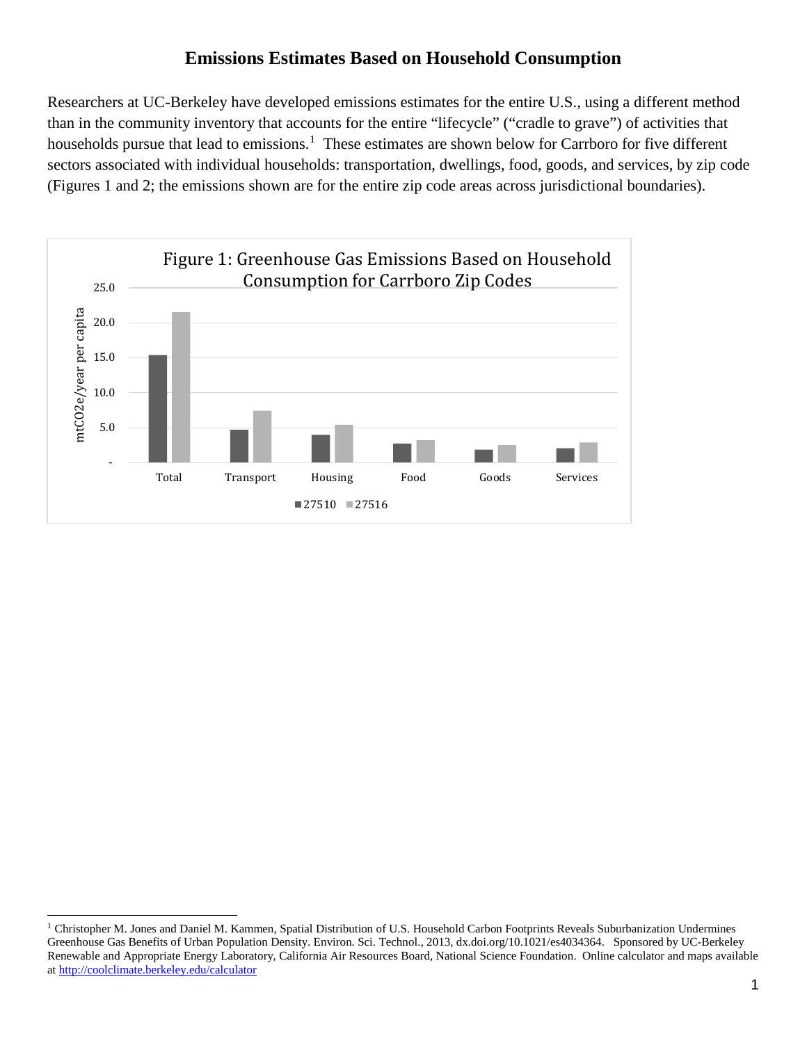# Emissions Estimates Based on Household Consumption

Researchers at UC-Berkeley have developed emissions estimates for the entire U.S., using a different method than in the community inventory that accounts for the entire "lifecycle" ("cradle to grave") of activities that households pursue that lead to emissions.[1] These estimates are shown below for Carrboro for five different sectors associated with individual households: transportation, dwellings, food, goods, and services, by zip code (Figures 1 and 2; the emissions shown are for the entire zip code areas across jurisdictional boundaries).

Figure 1: Greenhouse Gas Emissions Based on Household Consumption for Carrboro Zip Codes

---

[1] Christopher M. Jones and Daniel M. Kammen, Spatial Distribution of U.S. Household Carbon Footprints Reveals Suburbanization Undermines Greenhouse Gas Benefits of Urban Population Density. Environ. Sci. Technol., 2013, dx.doi.org/10.1021/es4034364. Sponsored by UC-Berkeley Renewable and Appropriate Energy Laboratory, California Air Resources Board, National Science Foundation. Online calculator and maps available at http://coolclimate.berkeley.edu/calculator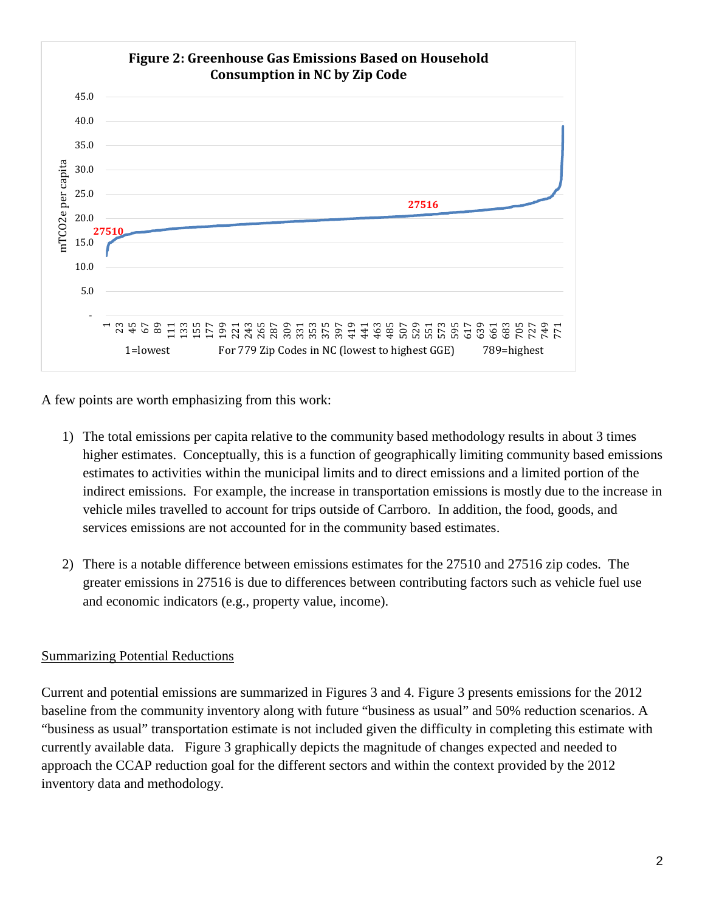**Figure 2: Greenhouse Gas Emissions Based on Household Consumption in NC by Zip Code**

A few points are worth emphasizing from this work:

1) The total emissions per capita relative to the community based methodology results in about 3 times higher estimates. Conceptually, this is a function of geographically limiting community based emissions estimates to activities within the municipal limits and to direct emissions and a limited portion of the indirect emissions. For example, the increase in transportation emissions is mostly due to the increase in vehicle miles travelled to account for trips outside of Carrboro. In addition, the food, goods, and services emissions are not accounted for in the community based estimates.

2) There is a notable difference between emissions estimates for the 27510 and 27516 zip codes. The greater emissions in 27516 is due to differences between contributing factors such as vehicle fuel use and economic indicators (e.g., property value, income).

## Summarizing Potential Reductions

Current and potential emissions are summarized in Figures 3 and 4. Figure 3 presents emissions for the 2012 baseline from the community inventory along with future "business as usual" and 50% reduction scenarios. A "business as usual" transportation estimate is not included given the difficulty in completing this estimate with currently available data. Figure 3 graphically depicts the magnitude of changes expected and needed to approach the CCAP reduction goal for the different sectors and within the context provided by the 2012 inventory data and methodology.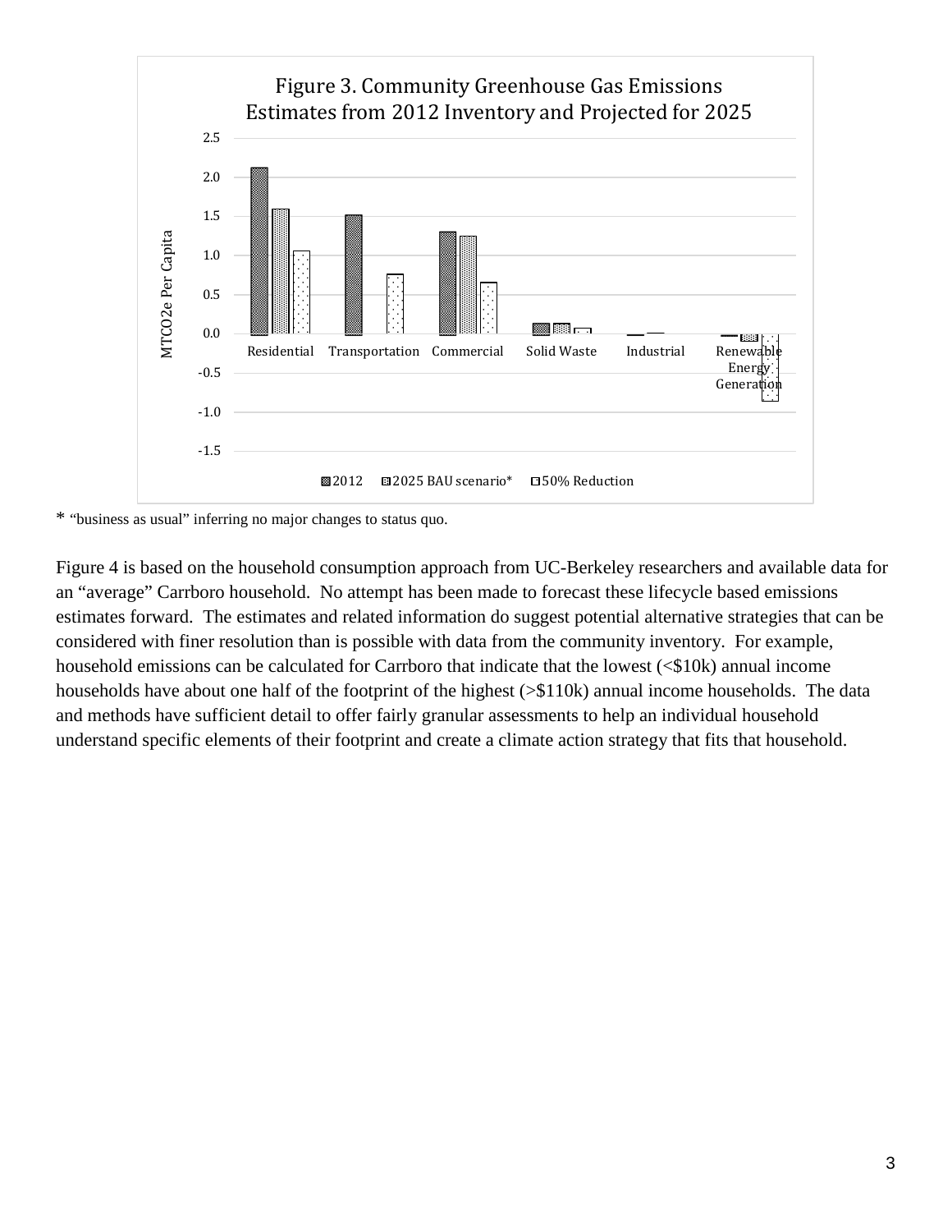Figure 3. Community Greenhouse Gas Emissions Estimates from 2012 Inventory and Projected for 2025

\* "business as usual" inferring no major changes to status quo.

Figure 4 is based on the household consumption approach from UC-Berkeley researchers and available data for an "average" Carrboro household. No attempt has been made to forecast these lifecycle based emissions estimates forward. The estimates and related information do suggest potential alternative strategies that can be considered with finer resolution than is possible with data from the community inventory. For example, household emissions can be calculated for Carrboro that indicate that the lowest (<$10k) annual income households have about one half of the footprint of the highest (>$110k) annual income households. The data and methods have sufficient detail to offer fairly granular assessments to help an individual household understand specific elements of their footprint and create a climate action strategy that fits that household.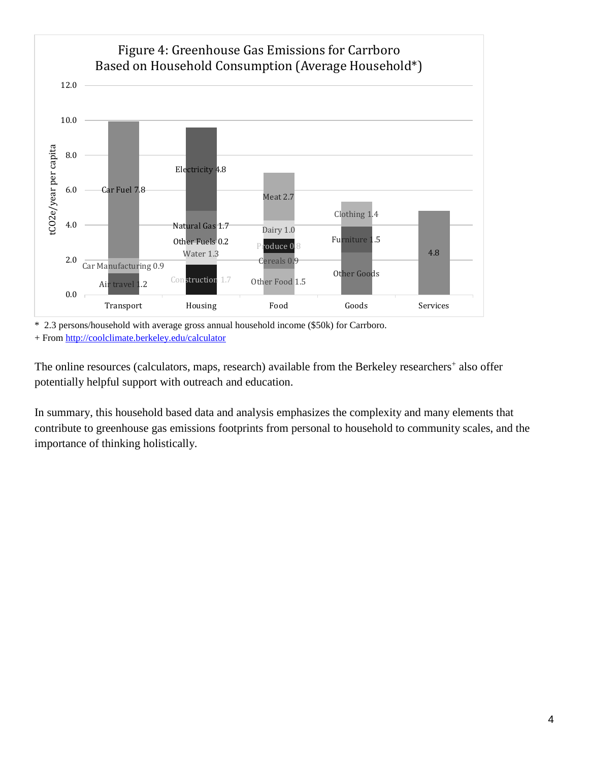Figure 4: Greenhouse Gas Emissions for Carrboro
Based on Household Consumption (Average Household*)

tCO2e/year per capita

12.0
10.0
8.0
6.0
4.0
2.0
0.0

Transport: Car Fuel 7.8, Car Manufacturing 0.9, Air travel 1.2

Housing: Electricity 4.8, Natural Gas 1.7, Other Fuels 0.2, Water 1.3, Construction 1.7

Food: Meat 2.7, Dairy 1.0, Produce 0.8, Cereals 0.9, Other Food 1.5

Goods: Clothing 1.4, Furniture 1.5, Other Goods

Services: 4.8

\* 2.3 persons/household with average gross annual household income ($50k) for Carrboro.
\+ From http://coolclimate.berkeley.edu/calculator

The online resources (calculators, maps, research) available from the Berkeley researchers+ also offer potentially helpful support with outreach and education.

In summary, this household based data and analysis emphasizes the complexity and many elements that contribute to greenhouse gas emissions footprints from personal to household to community scales, and the importance of thinking holistically.